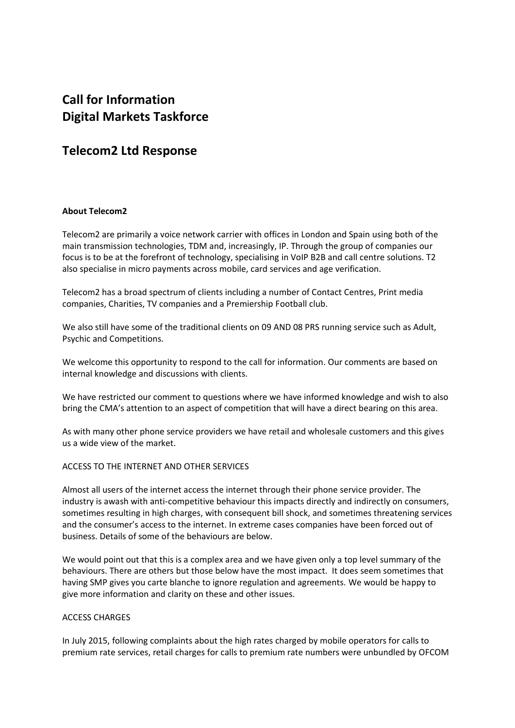# Call for Information
# Digital Markets Taskforce

# Telecom2 Ltd Response

**About Telecom2**

Telecom2 are primarily a voice network carrier with offices in London and Spain using both of the main transmission technologies, TDM and, increasingly, IP. Through the group of companies our focus is to be at the forefront of technology, specialising in VoIP B2B and call centre solutions. T2 also specialise in micro payments across mobile, card services and age verification.

Telecom2 has a broad spectrum of clients including a number of Contact Centres, Print media companies, Charities, TV companies and a Premiership Football club.

We also still have some of the traditional clients on 09 AND 08 PRS running service such as Adult, Psychic and Competitions.

We welcome this opportunity to respond to the call for information. Our comments are based on internal knowledge and discussions with clients.

We have restricted our comment to questions where we have informed knowledge and wish to also bring the CMA's attention to an aspect of competition that will have a direct bearing on this area.

As with many other phone service providers we have retail and wholesale customers and this gives us a wide view of the market.

ACCESS TO THE INTERNET AND OTHER SERVICES

Almost all users of the internet access the internet through their phone service provider. The industry is awash with anti-competitive behaviour this impacts directly and indirectly on consumers, sometimes resulting in high charges, with consequent bill shock, and sometimes threatening services and the consumer's access to the internet. In extreme cases companies have been forced out of business. Details of some of the behaviours are below.

We would point out that this is a complex area and we have given only a top level summary of the behaviours. There are others but those below have the most impact. It does seem sometimes that having SMP gives you carte blanche to ignore regulation and agreements. We would be happy to give more information and clarity on these and other issues.

ACCESS CHARGES

In July 2015, following complaints about the high rates charged by mobile operators for calls to premium rate services, retail charges for calls to premium rate numbers were unbundled by OFCOM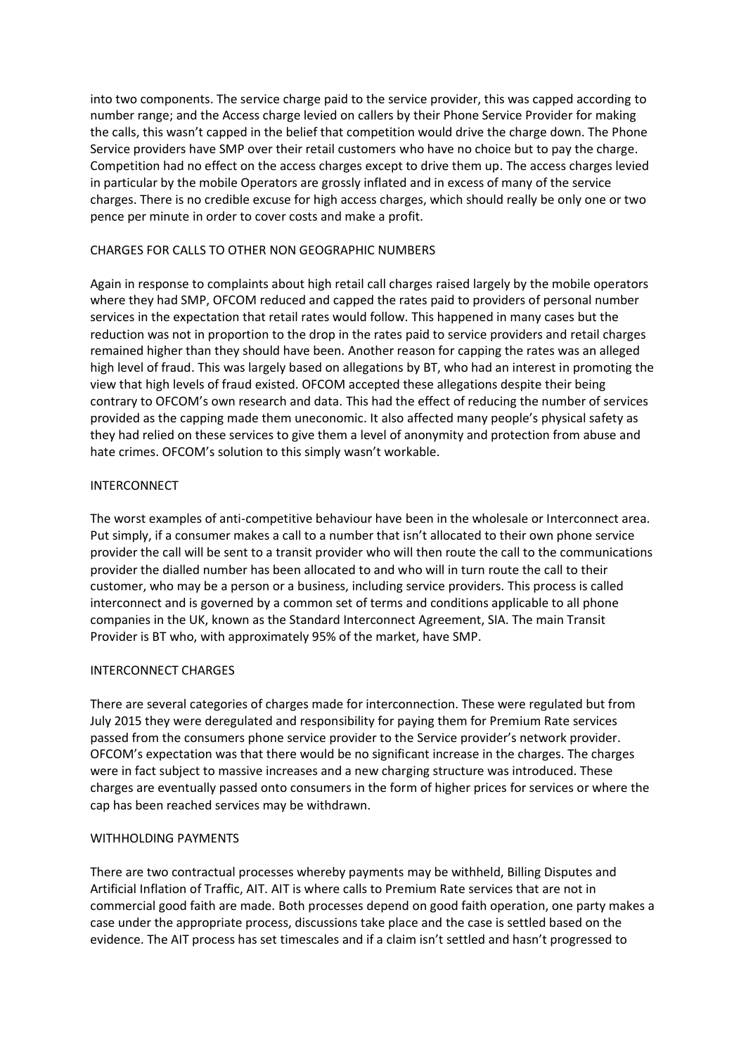into two components. The service charge paid to the service provider, this was capped according to number range; and the Access charge levied on callers by their Phone Service Provider for making the calls, this wasn't capped in the belief that competition would drive the charge down. The Phone Service providers have SMP over their retail customers who have no choice but to pay the charge. Competition had no effect on the access charges except to drive them up. The access charges levied in particular by the mobile Operators are grossly inflated and in excess of many of the service charges. There is no credible excuse for high access charges, which should really be only one or two pence per minute in order to cover costs and make a profit.

## CHARGES FOR CALLS TO OTHER NON GEOGRAPHIC NUMBERS

Again in response to complaints about high retail call charges raised largely by the mobile operators where they had SMP, OFCOM reduced and capped the rates paid to providers of personal number services in the expectation that retail rates would follow. This happened in many cases but the reduction was not in proportion to the drop in the rates paid to service providers and retail charges remained higher than they should have been. Another reason for capping the rates was an alleged high level of fraud. This was largely based on allegations by BT, who had an interest in promoting the view that high levels of fraud existed. OFCOM accepted these allegations despite their being contrary to OFCOM's own research and data. This had the effect of reducing the number of services provided as the capping made them uneconomic. It also affected many people's physical safety as they had relied on these services to give them a level of anonymity and protection from abuse and hate crimes. OFCOM's solution to this simply wasn't workable.

## INTERCONNECT

The worst examples of anti-competitive behaviour have been in the wholesale or Interconnect area. Put simply, if a consumer makes a call to a number that isn't allocated to their own phone service provider the call will be sent to a transit provider who will then route the call to the communications provider the dialled number has been allocated to and who will in turn route the call to their customer, who may be a person or a business, including service providers. This process is called interconnect and is governed by a common set of terms and conditions applicable to all phone companies in the UK, known as the Standard Interconnect Agreement, SIA. The main Transit Provider is BT who, with approximately 95% of the market, have SMP.

## INTERCONNECT CHARGES

There are several categories of charges made for interconnection. These were regulated but from July 2015 they were deregulated and responsibility for paying them for Premium Rate services passed from the consumers phone service provider to the Service provider's network provider. OFCOM's expectation was that there would be no significant increase in the charges. The charges were in fact subject to massive increases and a new charging structure was introduced. These charges are eventually passed onto consumers in the form of higher prices for services or where the cap has been reached services may be withdrawn.

## WITHHOLDING PAYMENTS

There are two contractual processes whereby payments may be withheld, Billing Disputes and Artificial Inflation of Traffic, AIT. AIT is where calls to Premium Rate services that are not in commercial good faith are made. Both processes depend on good faith operation, one party makes a case under the appropriate process, discussions take place and the case is settled based on the evidence. The AIT process has set timescales and if a claim isn't settled and hasn't progressed to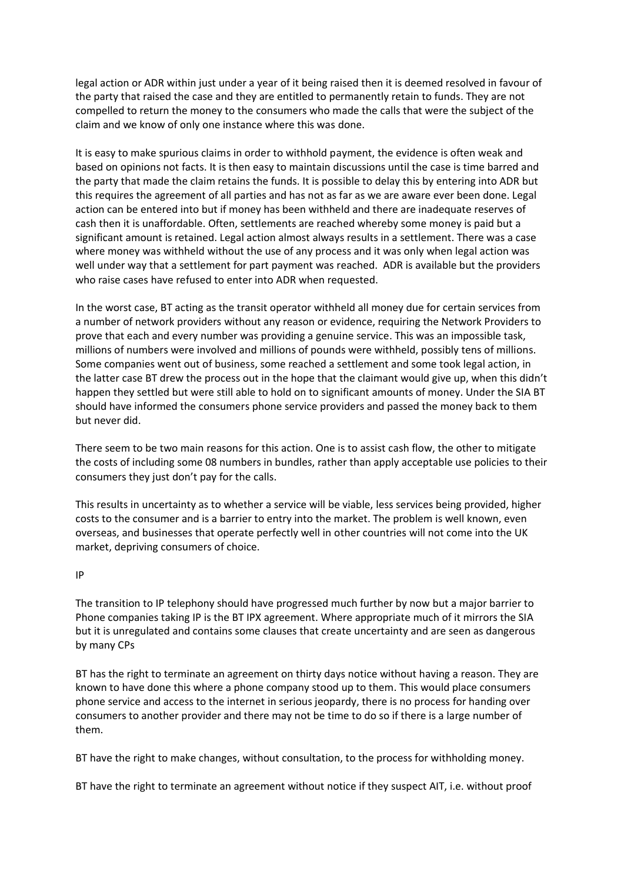legal action or ADR within just under a year of it being raised then it is deemed resolved in favour of the party that raised the case and they are entitled to permanently retain to funds. They are not compelled to return the money to the consumers who made the calls that were the subject of the claim and we know of only one instance where this was done.

It is easy to make spurious claims in order to withhold payment, the evidence is often weak and based on opinions not facts. It is then easy to maintain discussions until the case is time barred and the party that made the claim retains the funds. It is possible to delay this by entering into ADR but this requires the agreement of all parties and has not as far as we are aware ever been done. Legal action can be entered into but if money has been withheld and there are inadequate reserves of cash then it is unaffordable. Often, settlements are reached whereby some money is paid but a significant amount is retained. Legal action almost always results in a settlement. There was a case where money was withheld without the use of any process and it was only when legal action was well under way that a settlement for part payment was reached. ADR is available but the providers who raise cases have refused to enter into ADR when requested.

In the worst case, BT acting as the transit operator withheld all money due for certain services from a number of network providers without any reason or evidence, requiring the Network Providers to prove that each and every number was providing a genuine service. This was an impossible task, millions of numbers were involved and millions of pounds were withheld, possibly tens of millions. Some companies went out of business, some reached a settlement and some took legal action, in the latter case BT drew the process out in the hope that the claimant would give up, when this didn't happen they settled but were still able to hold on to significant amounts of money. Under the SIA BT should have informed the consumers phone service providers and passed the money back to them but never did.

There seem to be two main reasons for this action. One is to assist cash flow, the other to mitigate the costs of including some 08 numbers in bundles, rather than apply acceptable use policies to their consumers they just don't pay for the calls.

This results in uncertainty as to whether a service will be viable, less services being provided, higher costs to the consumer and is a barrier to entry into the market. The problem is well known, even overseas, and businesses that operate perfectly well in other countries will not come into the UK market, depriving consumers of choice.

IP

The transition to IP telephony should have progressed much further by now but a major barrier to Phone companies taking IP is the BT IPX agreement. Where appropriate much of it mirrors the SIA but it is unregulated and contains some clauses that create uncertainty and are seen as dangerous by many CPs

BT has the right to terminate an agreement on thirty days notice without having a reason. They are known to have done this where a phone company stood up to them. This would place consumers phone service and access to the internet in serious jeopardy, there is no process for handing over consumers to another provider and there may not be time to do so if there is a large number of them.

BT have the right to make changes, without consultation, to the process for withholding money.

BT have the right to terminate an agreement without notice if they suspect AIT, i.e. without proof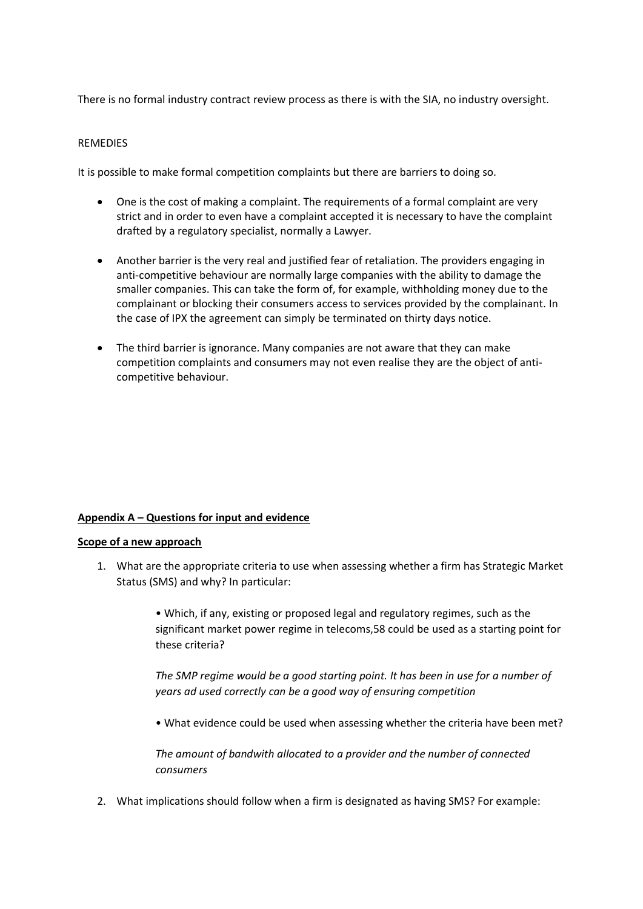There is no formal industry contract review process as there is with the SIA, no industry oversight.

REMEDIES

It is possible to make formal competition complaints but there are barriers to doing so.

- One is the cost of making a complaint. The requirements of a formal complaint are very strict and in order to even have a complaint accepted it is necessary to have the complaint drafted by a regulatory specialist, normally a Lawyer.

- Another barrier is the very real and justified fear of retaliation. The providers engaging in anti-competitive behaviour are normally large companies with the ability to damage the smaller companies. This can take the form of, for example, withholding money due to the complainant or blocking their consumers access to services provided by the complainant. In the case of IPX the agreement can simply be terminated on thirty days notice.

- The third barrier is ignorance. Many companies are not aware that they can make competition complaints and consumers may not even realise they are the object of anti-competitive behaviour.

**<u>Appendix A – Questions for input and evidence</u>**

**<u>Scope of a new approach</u>**

1. What are the appropriate criteria to use when assessing whether a firm has Strategic Market Status (SMS) and why? In particular:

    • Which, if any, existing or proposed legal and regulatory regimes, such as the significant market power regime in telecoms,58 could be used as a starting point for these criteria?

    *The SMP regime would be a good starting point. It has been in use for a number of years ad used correctly can be a good way of ensuring competition*

    • What evidence could be used when assessing whether the criteria have been met?

    *The amount of bandwith allocated to a provider and the number of connected consumers*

2. What implications should follow when a firm is designated as having SMS? For example: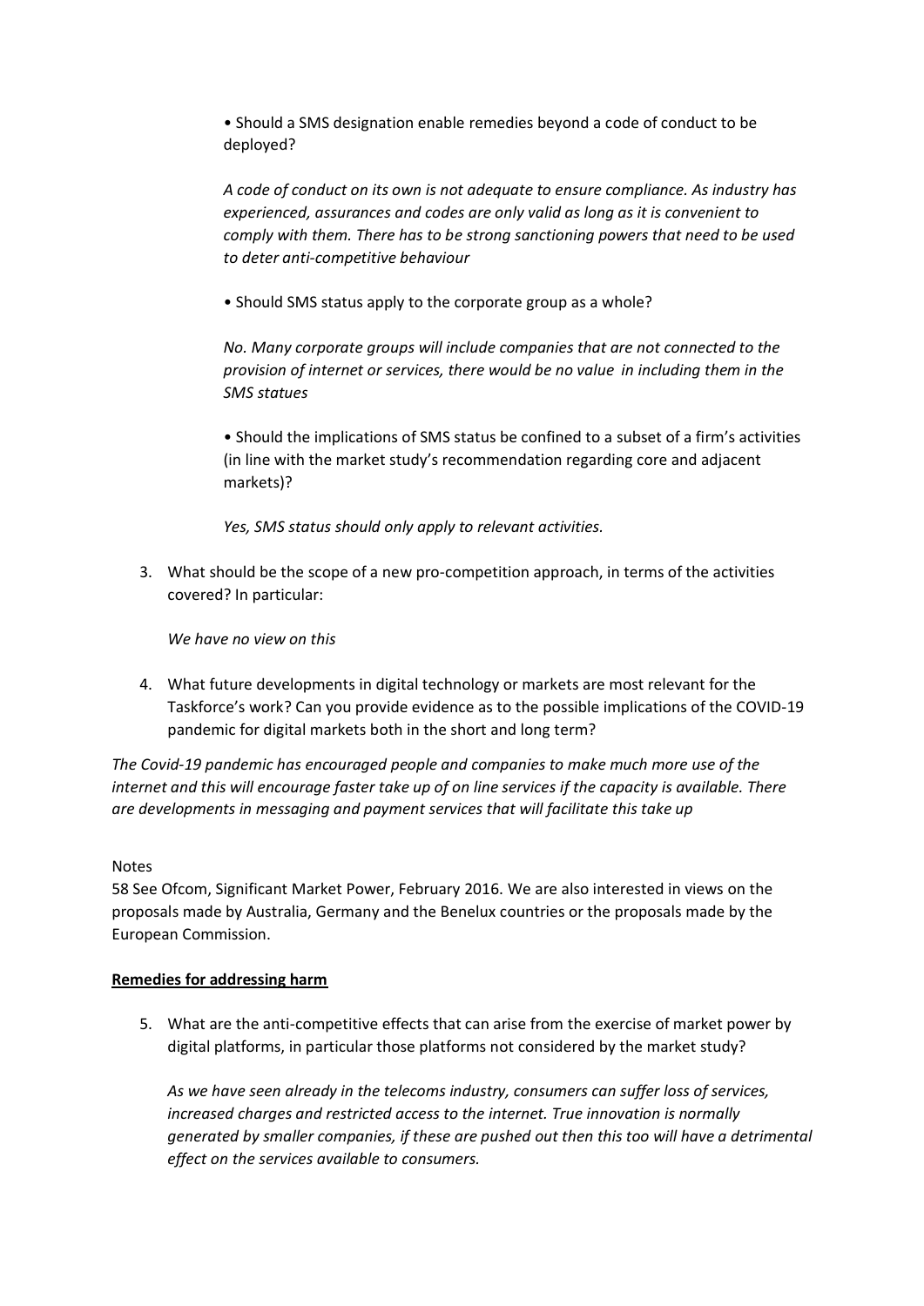- Should a SMS designation enable remedies beyond a code of conduct to be deployed?

  *A code of conduct on its own is not adequate to ensure compliance. As industry has experienced, assurances and codes are only valid as long as it is convenient to comply with them. There has to be strong sanctioning powers that need to be used to deter anti-competitive behaviour*

- Should SMS status apply to the corporate group as a whole?

  *No. Many corporate groups will include companies that are not connected to the provision of internet or services, there would be no value in including them in the SMS statues*

- Should the implications of SMS status be confined to a subset of a firm's activities (in line with the market study's recommendation regarding core and adjacent markets)?

  *Yes, SMS status should only apply to relevant activities.*

3. What should be the scope of a new pro-competition approach, in terms of the activities covered? In particular:

   *We have no view on this*

4. What future developments in digital technology or markets are most relevant for the Taskforce's work? Can you provide evidence as to the possible implications of the COVID-19 pandemic for digital markets both in the short and long term?

*The Covid-19 pandemic has encouraged people and companies to make much more use of the internet and this will encourage faster take up of on line services if the capacity is available. There are developments in messaging and payment services that will facilitate this take up*

Notes

58 See Ofcom, Significant Market Power, February 2016. We are also interested in views on the proposals made by Australia, Germany and the Benelux countries or the proposals made by the European Commission.

**Remedies for addressing harm**

5. What are the anti-competitive effects that can arise from the exercise of market power by digital platforms, in particular those platforms not considered by the market study?

   *As we have seen already in the telecoms industry, consumers can suffer loss of services, increased charges and restricted access to the internet. True innovation is normally generated by smaller companies, if these are pushed out then this too will have a detrimental effect on the services available to consumers.*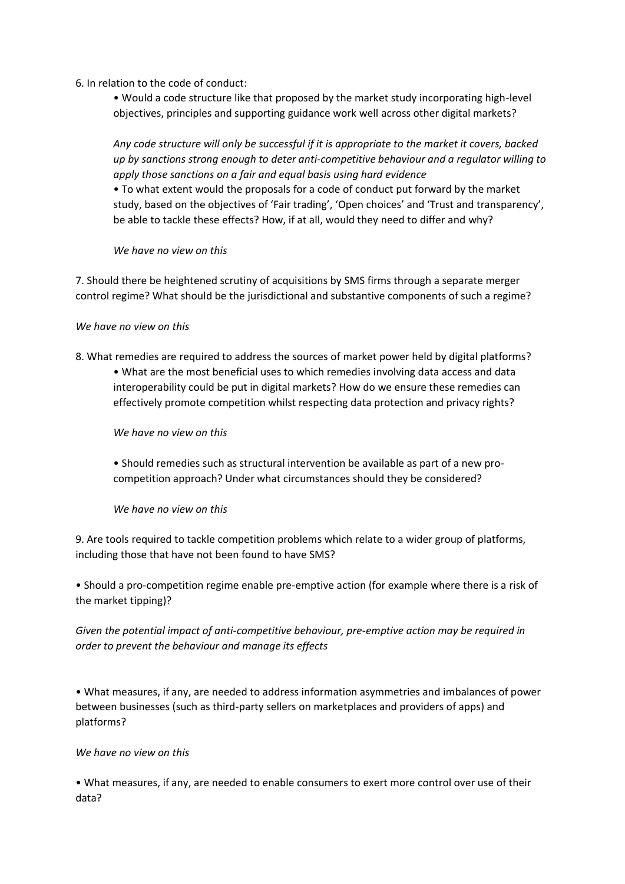6. In relation to the code of conduct:

- Would a code structure like that proposed by the market study incorporating high-level objectives, principles and supporting guidance work well across other digital markets?

  *Any code structure will only be successful if it is appropriate to the market it covers, backed up by sanctions strong enough to deter anti-competitive behaviour and a regulator willing to apply those sanctions on a fair and equal basis using hard evidence*

- To what extent would the proposals for a code of conduct put forward by the market study, based on the objectives of 'Fair trading', 'Open choices' and 'Trust and transparency', be able to tackle these effects? How, if at all, would they need to differ and why?

  *We have no view on this*

7. Should there be heightened scrutiny of acquisitions by SMS firms through a separate merger control regime? What should be the jurisdictional and substantive components of such a regime?

*We have no view on this*

8. What remedies are required to address the sources of market power held by digital platforms?

- What are the most beneficial uses to which remedies involving data access and data interoperability could be put in digital markets? How do we ensure these remedies can effectively promote competition whilst respecting data protection and privacy rights?

  *We have no view on this*

- Should remedies such as structural intervention be available as part of a new pro-competition approach? Under what circumstances should they be considered?

  *We have no view on this*

9. Are tools required to tackle competition problems which relate to a wider group of platforms, including those that have not been found to have SMS?

- Should a pro-competition regime enable pre-emptive action (for example where there is a risk of the market tipping)?

*Given the potential impact of anti-competitive behaviour, pre-emptive action may be required in order to prevent the behaviour and manage its effects*

- What measures, if any, are needed to address information asymmetries and imbalances of power between businesses (such as third-party sellers on marketplaces and providers of apps) and platforms?

*We have no view on this*

- What measures, if any, are needed to enable consumers to exert more control over use of their data?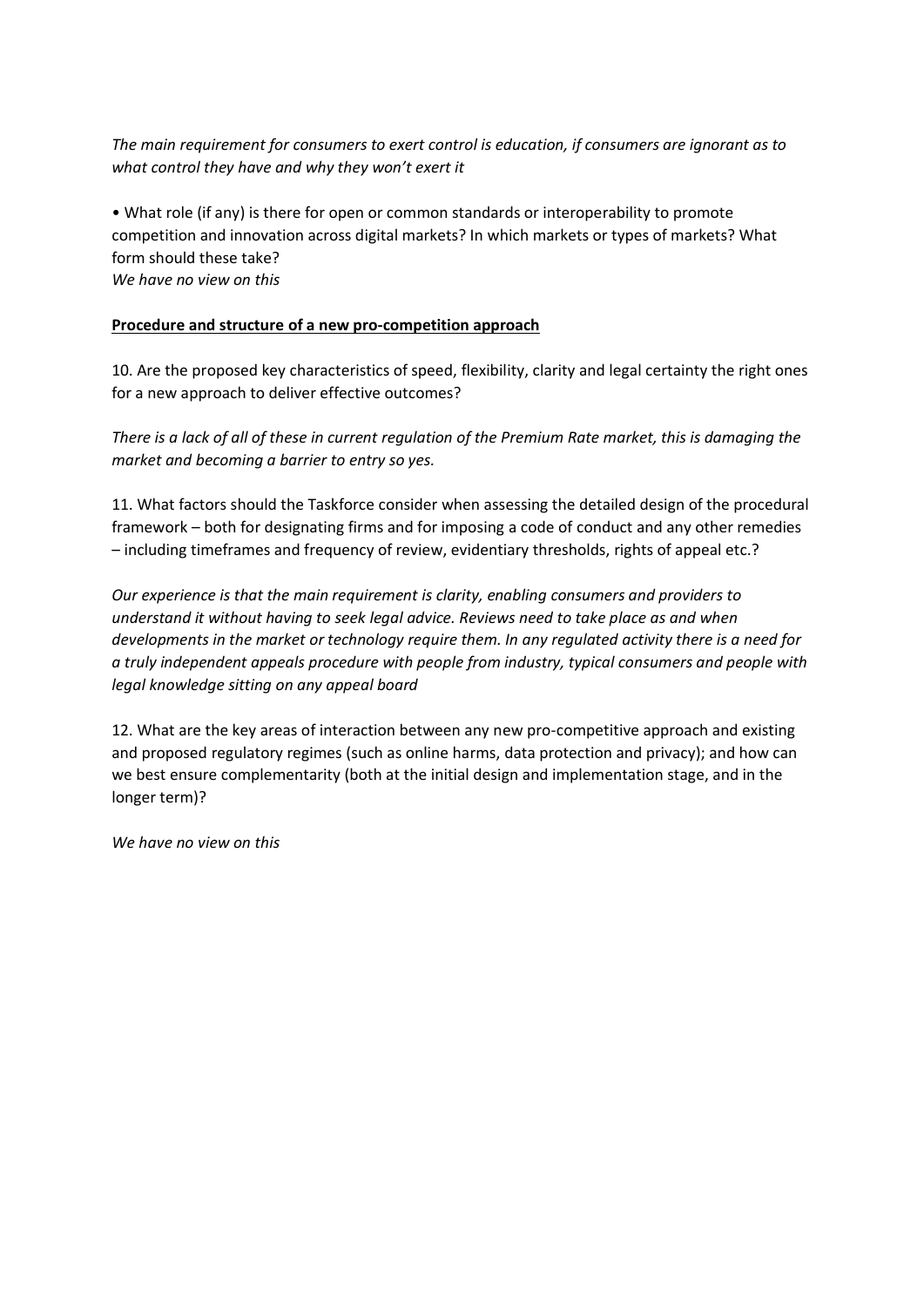*The main requirement for consumers to exert control is education, if consumers are ignorant as to what control they have and why they won't exert it*

• What role (if any) is there for open or common standards or interoperability to promote competition and innovation across digital markets? In which markets or types of markets? What form should these take?
*We have no view on this*

**Procedure and structure of a new pro-competition approach**

10. Are the proposed key characteristics of speed, flexibility, clarity and legal certainty the right ones for a new approach to deliver effective outcomes?

*There is a lack of all of these in current regulation of the Premium Rate market, this is damaging the market and becoming a barrier to entry so yes.*

11. What factors should the Taskforce consider when assessing the detailed design of the procedural framework – both for designating firms and for imposing a code of conduct and any other remedies – including timeframes and frequency of review, evidentiary thresholds, rights of appeal etc.?

*Our experience is that the main requirement is clarity, enabling consumers and providers to understand it without having to seek legal advice. Reviews need to take place as and when developments in the market or technology require them. In any regulated activity there is a need for a truly independent appeals procedure with people from industry, typical consumers and people with legal knowledge sitting on any appeal board*

12. What are the key areas of interaction between any new pro-competitive approach and existing and proposed regulatory regimes (such as online harms, data protection and privacy); and how can we best ensure complementarity (both at the initial design and implementation stage, and in the longer term)?

*We have no view on this*